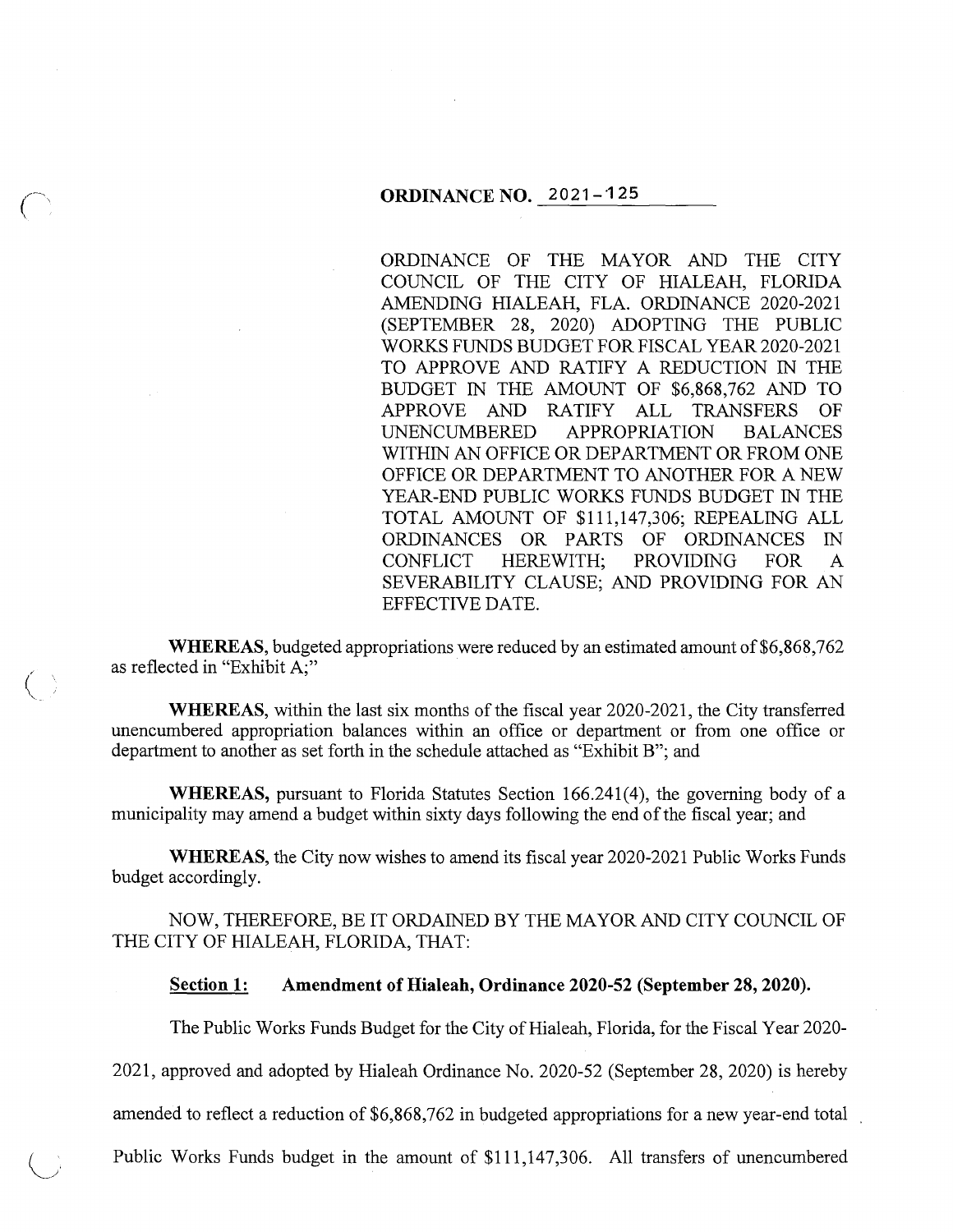# ORDINANCE NO. 2021-125

ORDINANCE OF THE MAYOR AND THE CITY COUNCIL OF THE CITY OF HIALEAH, FLORIDA AMENDING HIALEAH, FLA. ORDINANCE 2020-2021 (SEPTEMBER 28, 2020) ADOPTING THE PUBLIC WORKS FUNDS BUDGET FOR FISCAL YEAR 2020-2021 TO APPROVE AND RATIFY A REDUCTION IN THE BUDGET IN THE AMOUNT OF $6,868,762 AND TO APPROVE AND RATIFY ALL TRANSFERS OF UNENCUMBERED APPROPRIATION BALANCES WITHIN AN OFFICE OR DEPARTMENT OR FROM ONE OFFICE OR DEPARTMENT TO ANOTHER FOR A NEW YEAR-END PUBLIC WORKS FUNDS BUDGET IN THE TOTAL AMOUNT OF $111,147,306; REPEALING ALL ORDINANCES OR PARTS OF ORDINANCES IN CONFLICT HEREWITH; PROVIDING FOR A SEVERABILITY CLAUSE; AND PROVIDING FOR AN EFFECTIVE DATE.

**WHEREAS,** budgeted appropriations were reduced by an estimated amount of $6,868,762 as reflected in "Exhibit A;"

**WHEREAS,** within the last six months of the fiscal year 2020-2021, the City transferred unencumbered appropriation balances within an office or department or from one office or department to another as set forth in the schedule attached as "Exhibit B"; and

**WHEREAS,** pursuant to Florida Statutes Section 166.241(4), the governing body of a municipality may amend a budget within sixty days following the end of the fiscal year; and

**WHEREAS,** the City now wishes to amend its fiscal year 2020-2021 Public Works Funds budget accordingly.

NOW, THEREFORE, BE IT ORDAINED BY THE MAYOR AND CITY COUNCIL OF THE CITY OF HIALEAH, FLORIDA, THAT:

**Section 1: Amendment of Hialeah, Ordinance 2020-52 (September 28, 2020).**

The Public Works Funds Budget for the City of Hialeah, Florida, for the Fiscal Year 2020-2021, approved and adopted by Hialeah Ordinance No. 2020-52 (September 28, 2020) is hereby amended to reflect a reduction of $6,868,762 in budgeted appropriations for a new year-end total Public Works Funds budget in the amount of $111,147,306. All transfers of unencumbered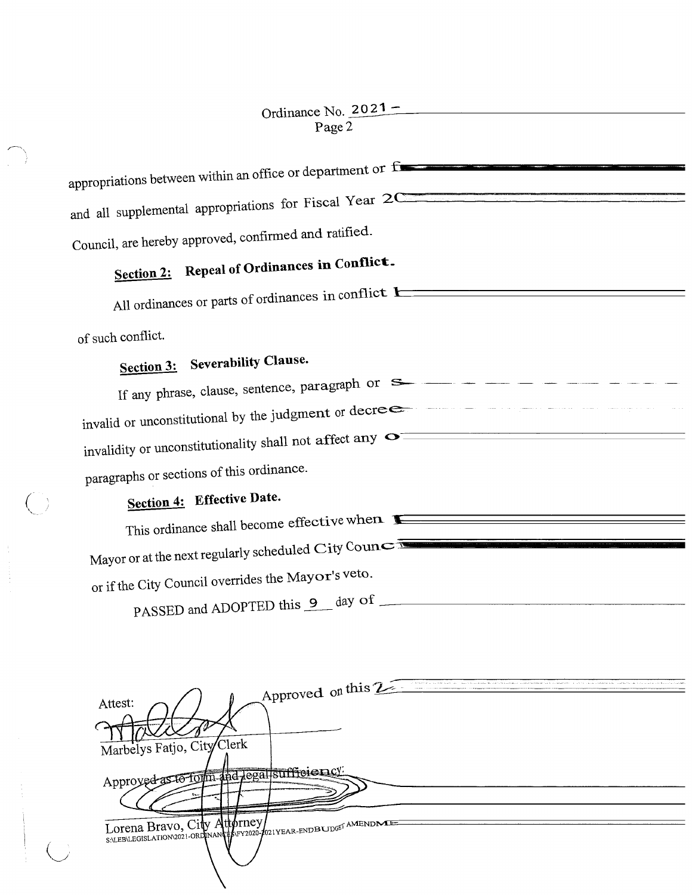Ordinance No. 2021 –

appropriations between within an office or department or f

and all supplemental appropriations for Fiscal Year 2C

Council, are hereby approved, confirmed and ratified.

**Section 2: Repeal of Ordinances in Conflict.**

All ordinances or parts of ordinances in conflict I

of such conflict.

**Section 3: Severability Clause.**

If any phrase, clause, sentence, paragraph or S

invalid or unconstitutional by the judgment or decree

invalidity or unconstitutionality shall not affect any O

paragraphs or sections of this ordinance.

**Section 4: Effective Date.**

This ordinance shall become effective when I

Mayor or at the next regularly scheduled City Counc

or if the City Council overrides the Mayor's veto.

PASSED and ADOPTED this 9 day of

Approved on this 2

Attest:

Marbelys Fatjo, City Clerk

Approved as to form and legal sufficiency:

Lorena Bravo, City Attorney

S:\LEB\LEGISLATION\2021-ORDINANCES\FY2020-2021YEAR-ENDBUDGET AMENDME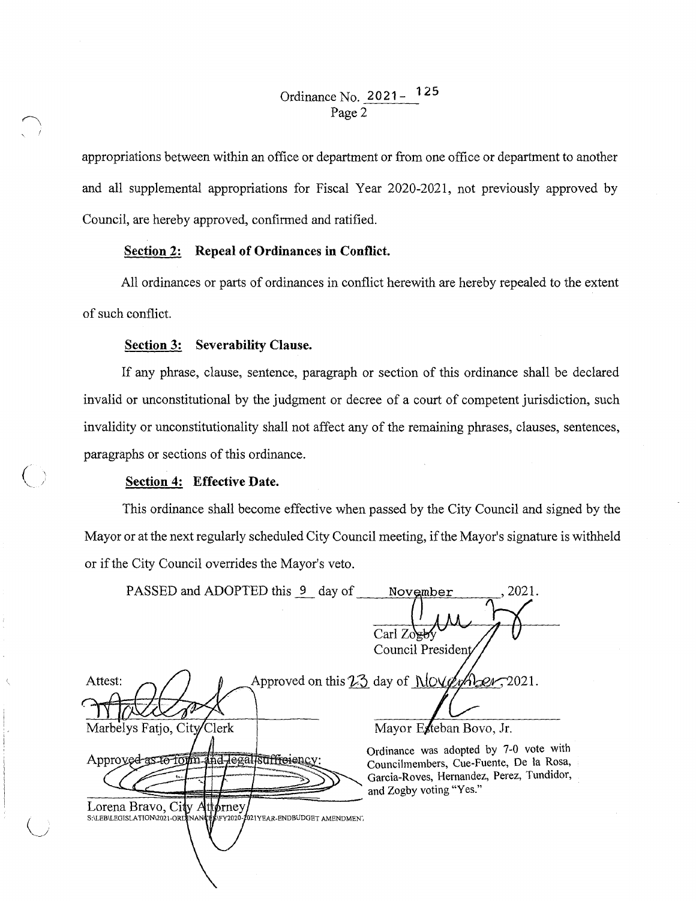Ordinance No. 2021- 125

appropriations between within an office or department or from one office or department to another and all supplemental appropriations for Fiscal Year 2020-2021, not previously approved by Council, are hereby approved, confirmed and ratified.

**Section 2: Repeal of Ordinances in Conflict.**

All ordinances or parts of ordinances in conflict herewith are hereby repealed to the extent of such conflict.

**Section 3: Severability Clause.**

If any phrase, clause, sentence, paragraph or section of this ordinance shall be declared invalid or unconstitutional by the judgment or decree of a court of competent jurisdiction, such invalidity or unconstitutionality shall not affect any of the remaining phrases, clauses, sentences, paragraphs or sections of this ordinance.

**Section 4: Effective Date.**

This ordinance shall become effective when passed by the City Council and signed by the Mayor or at the next regularly scheduled City Council meeting, if the Mayor's signature is withheld or if the City Council overrides the Mayor's veto.

PASSED and ADOPTED this 9 day of November, 2021.

Carl Zogby
Council President

Attest:

Marbelys Fatjo, City Clerk

Approved on this 23 day of November, 2021.

Mayor Esteban Bovo, Jr.

Approved as to form and legal sufficiency:

Lorena Bravo, City Attorney

Ordinance was adopted by 7-0 vote with Councilmembers, Cue-Fuente, De la Rosa, Garcia-Roves, Hernandez, Perez, Tundidor, and Zogby voting "Yes."

S:\LEB\LEGISLATION\2021-ORDINANCES\FY2020-2021YEAR-ENDBUDGET AMENDMENT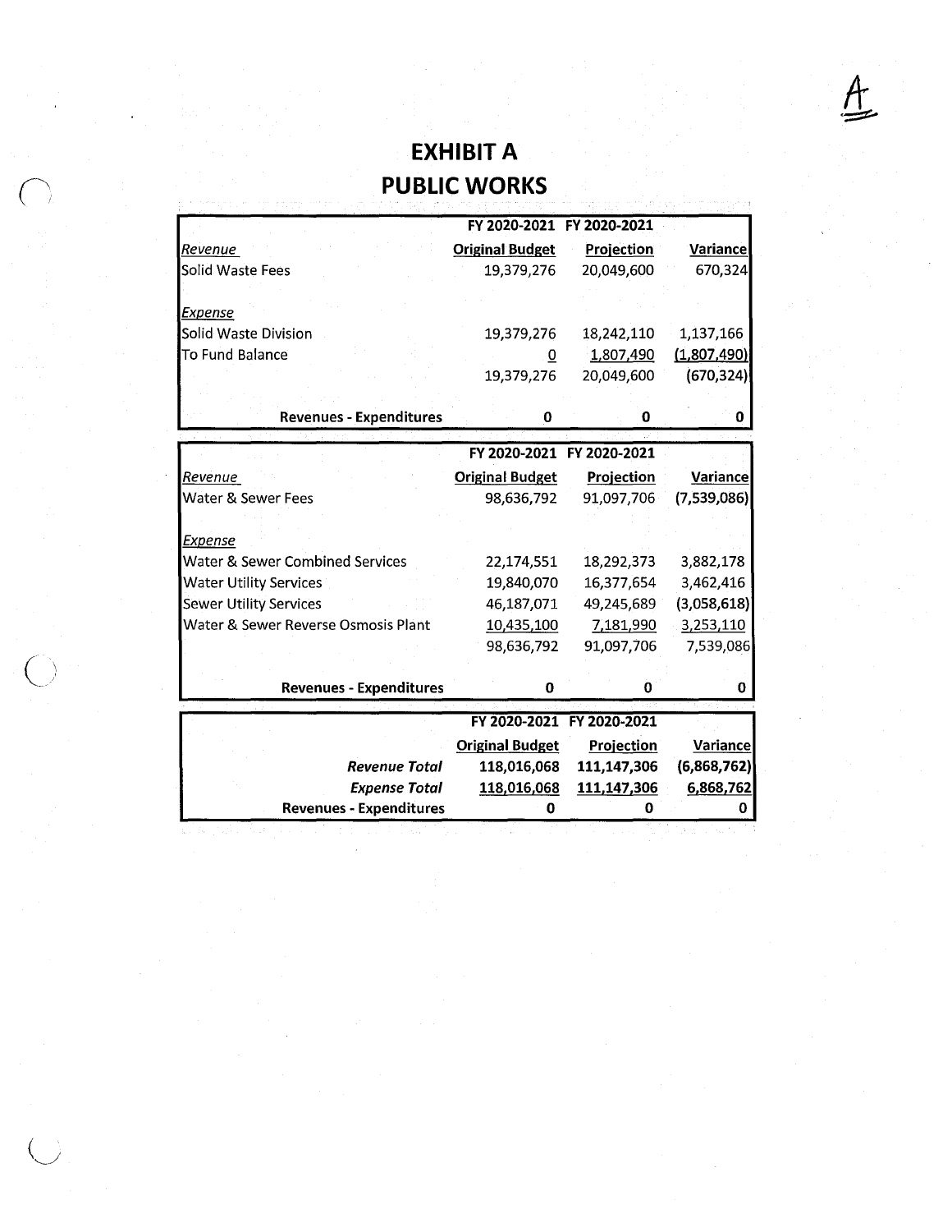A

# EXHIBIT A

## PUBLIC WORKS

| | FY 2020-2021 Original Budget | FY 2020-2021 Projection | Variance |
|---|---|---|---|
| *Revenue* | | | |
| Solid Waste Fees | 19,379,276 | 20,049,600 | 670,324 |
| | | | |
| *Expense* | | | |
| Solid Waste Division | 19,379,276 | 18,242,110 | 1,137,166 |
| To Fund Balance | 0 | 1,807,490 | (1,807,490) |
| | 19,379,276 | 20,049,600 | (670,324) |
| | | | |
| **Revenues - Expenditures** | **0** | **0** | **0** |

| | FY 2020-2021 Original Budget | FY 2020-2021 Projection | Variance |
|---|---|---|---|
| *Revenue* | | | |
| Water & Sewer Fees | 98,636,792 | 91,097,706 | (7,539,086) |
| | | | |
| *Expense* | | | |
| Water & Sewer Combined Services | 22,174,551 | 18,292,373 | 3,882,178 |
| Water Utility Services | 19,840,070 | 16,377,654 | 3,462,416 |
| Sewer Utility Services | 46,187,071 | 49,245,689 | (3,058,618) |
| Water & Sewer Reverse Osmosis Plant | 10,435,100 | 7,181,990 | 3,253,110 |
| | 98,636,792 | 91,097,706 | 7,539,086 |
| | | | |
| **Revenues - Expenditures** | **0** | **0** | **0** |

| | FY 2020-2021 Original Budget | FY 2020-2021 Projection | Variance |
|---|---|---|---|
| ***Revenue Total*** | **118,016,068** | **111,147,306** | **(6,868,762)** |
| ***Expense Total*** | **118,016,068** | **111,147,306** | **6,868,762** |
| **Revenues - Expenditures** | **0** | **0** | **0** |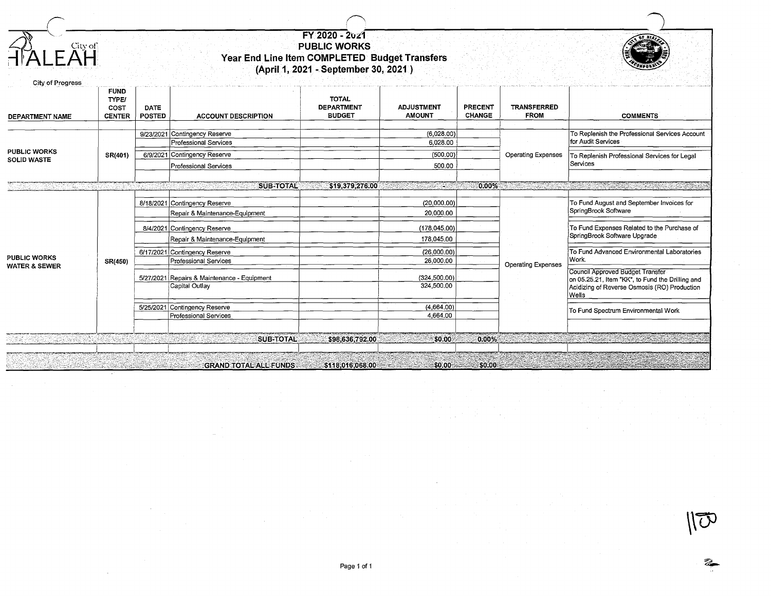City of HIALEAH

City of Progress

# FY 2020 - 2021
## PUBLIC WORKS
## Year End Line Item COMPLETED Budget Transfers
## (April 1, 2021 - September 30, 2021)

| DEPARTMENT NAME | FUND TYPE/ COST CENTER | DATE POSTED | ACCOUNT DESCRIPTION | TOTAL DEPARTMENT BUDGET | ADJUSTMENT AMOUNT | PRECENT CHANGE | TRANSFERRED FROM | COMMENTS |
|---|---|---|---|---|---|---|---|---|
| PUBLIC WORKS SOLID WASTE | SR(401) | 9/23/2021 | Contingency Reserve | | (6,028.00) | | Operating Expenses | To Replenish the Professional Services Account for Audit Services |
| | | | Professional Services | | 6,028.00 | | | |
| | | 6/9/2021 | Contingency Reserve | | (500.00) | | | To Replenish Professional Services for Legal Services |
| | | | Professional Services | | 500.00 | | | |
| | | | SUB-TOTAL | $19,379,276.00 | - | 0.00% | | |
| PUBLIC WORKS WATER & SEWER | SR(450) | 8/18/2021 | Contingency Reserve | | (20,000.00) | | Operating Expenses | To Fund August and September Invoices for SpringBrook Software |
| | | | Repair & Maintenance-Equipment | | 20,000.00 | | | |
| | | 8/4/2021 | Contingency Reserve | | (178,045.00) | | | To Fund Expenses Related to the Purchase of SpringBrook Software Upgrade |
| | | | Repair & Maintenance-Equipment | | 178,045.00 | | | |
| | | 6/17/2021 | Contingency Reserve | | (26,000.00) | | | To Fund Advanced Environmental Laboratories Work. |
| | | | Professional Services | | 26,000.00 | | | |
| | | 5/27/2021 | Repairs & Maintenance - Equipment | | (324,500.00) | | | Council Approved Budget Transfer on 05.25.21, Item "KK", to Fund the Drilling and Acidizing of Reverse Osmosis (RO) Production Wells |
| | | | Capital Outlay | | 324,500.00 | | | |
| | | 5/25/2021 | Contingency Reserve | | (4,664.00) | | | To Fund Spectrum Environmental Work |
| | | | Professional Services | | 4,664.00 | | | |
| | | | SUB-TOTAL | $98,636,792.00 | $0.00 | 0.00% | | |
| | | | GRAND TOTAL ALL FUNDS | $118,016,068.00 | $0.00 | $0.00 | | |